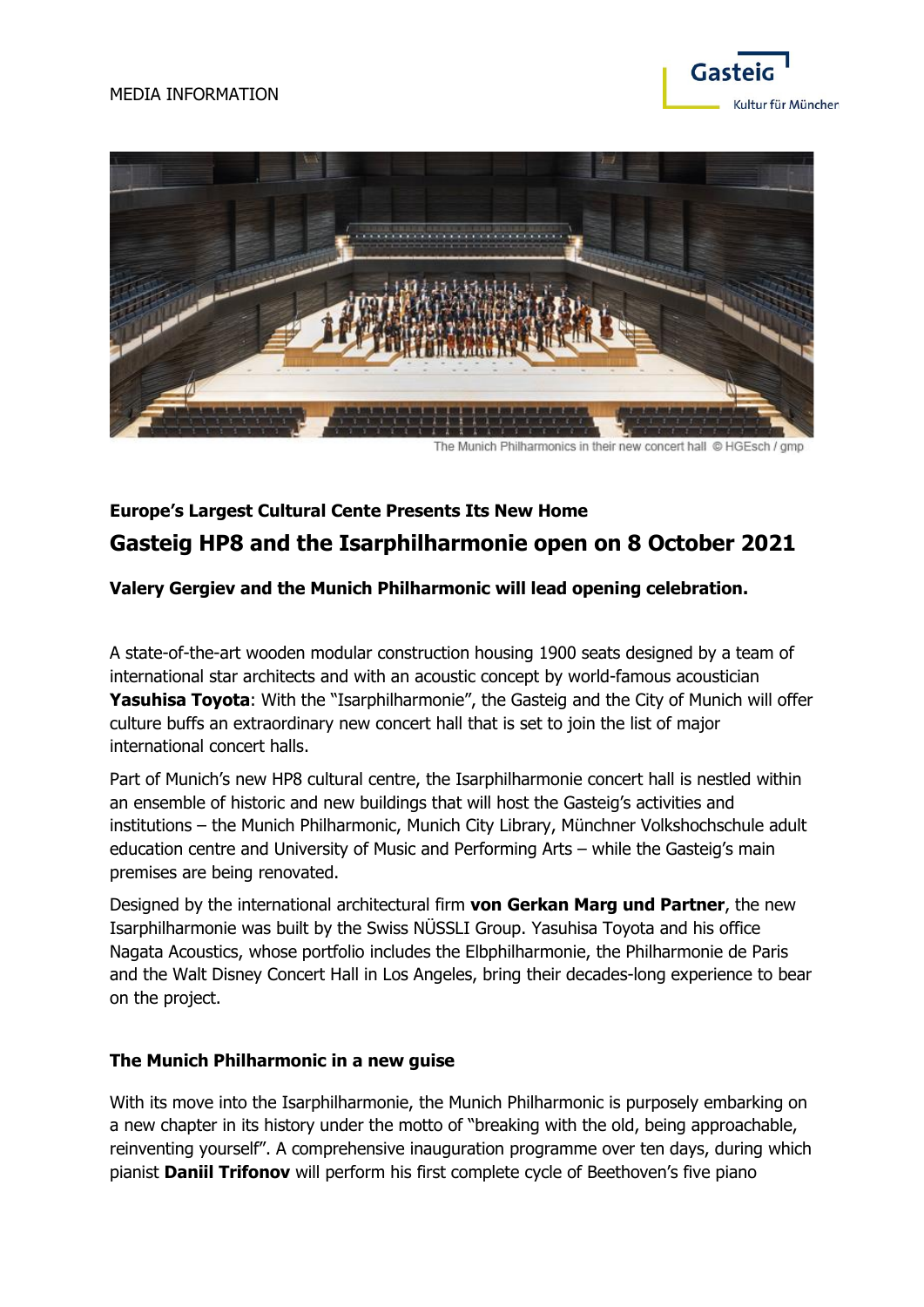MEDIA INFORMATION

The Munich Philharmonics in their new concert hall © HGEsch / gmp

**Europe's Largest Cultural Cente Presents Its New Home**

## Gasteig HP8 and the Isarphilharmonie open on 8 October 2021

**Valery Gergiev and the Munich Philharmonic will lead opening celebration.**

A state-of-the-art wooden modular construction housing 1900 seats designed by a team of international star architects and with an acoustic concept by world-famous acoustician **Yasuhisa Toyota**: With the "Isarphilharmonie", the Gasteig and the City of Munich will offer culture buffs an extraordinary new concert hall that is set to join the list of major international concert halls.

Part of Munich's new HP8 cultural centre, the Isarphilharmonie concert hall is nestled within an ensemble of historic and new buildings that will host the Gasteig's activities and institutions – the Munich Philharmonic, Munich City Library, Münchner Volkshochschule adult education centre and University of Music and Performing Arts – while the Gasteig's main premises are being renovated.

Designed by the international architectural firm **von Gerkan Marg und Partner**, the new Isarphilharmonie was built by the Swiss NÜSSLI Group. Yasuhisa Toyota and his office Nagata Acoustics, whose portfolio includes the Elbphilharmonie, the Philharmonie de Paris and the Walt Disney Concert Hall in Los Angeles, bring their decades-long experience to bear on the project.

### The Munich Philharmonic in a new guise

With its move into the Isarphilharmonie, the Munich Philharmonic is purposely embarking on a new chapter in its history under the motto of "breaking with the old, being approachable, reinventing yourself". A comprehensive inauguration programme over ten days, during which pianist **Daniil Trifonov** will perform his first complete cycle of Beethoven's five piano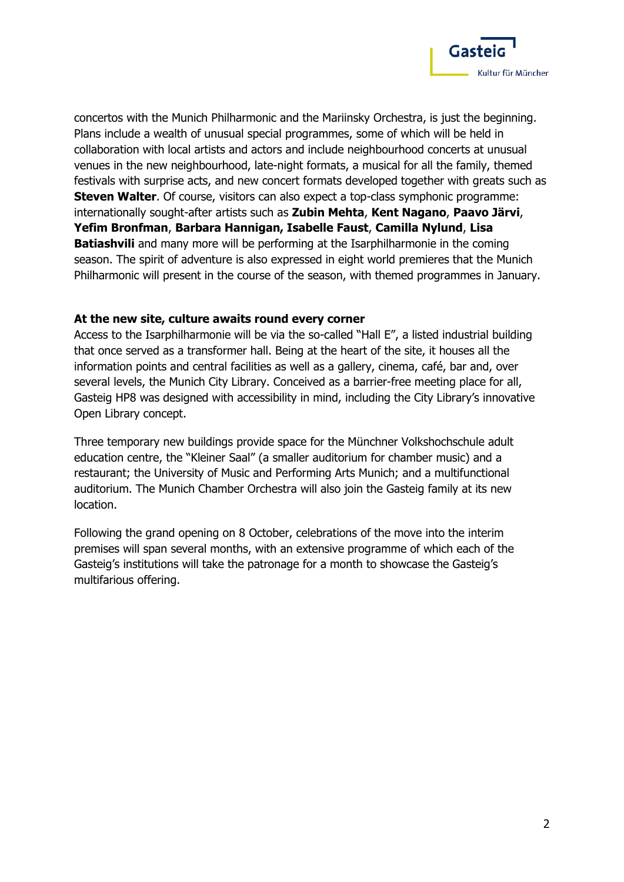concertos with the Munich Philharmonic and the Mariinsky Orchestra, is just the beginning. Plans include a wealth of unusual special programmes, some of which will be held in collaboration with local artists and actors and include neighbourhood concerts at unusual venues in the new neighbourhood, late-night formats, a musical for all the family, themed festivals with surprise acts, and new concert formats developed together with greats such as **Steven Walter**. Of course, visitors can also expect a top-class symphonic programme: internationally sought-after artists such as **Zubin Mehta**, **Kent Nagano**, **Paavo Järvi**, **Yefim Bronfman**, **Barbara Hannigan, Isabelle Faust**, **Camilla Nylund**, **Lisa Batiashvili** and many more will be performing at the Isarphilharmonie in the coming season. The spirit of adventure is also expressed in eight world premieres that the Munich Philharmonic will present in the course of the season, with themed programmes in January.

**At the new site, culture awaits round every corner**

Access to the Isarphilharmonie will be via the so-called "Hall E", a listed industrial building that once served as a transformer hall. Being at the heart of the site, it houses all the information points and central facilities as well as a gallery, cinema, café, bar and, over several levels, the Munich City Library. Conceived as a barrier-free meeting place for all, Gasteig HP8 was designed with accessibility in mind, including the City Library's innovative Open Library concept.

Three temporary new buildings provide space for the Münchner Volkshochschule adult education centre, the "Kleiner Saal" (a smaller auditorium for chamber music) and a restaurant; the University of Music and Performing Arts Munich; and a multifunctional auditorium. The Munich Chamber Orchestra will also join the Gasteig family at its new location.

Following the grand opening on 8 October, celebrations of the move into the interim premises will span several months, with an extensive programme of which each of the Gasteig's institutions will take the patronage for a month to showcase the Gasteig's multifarious offering.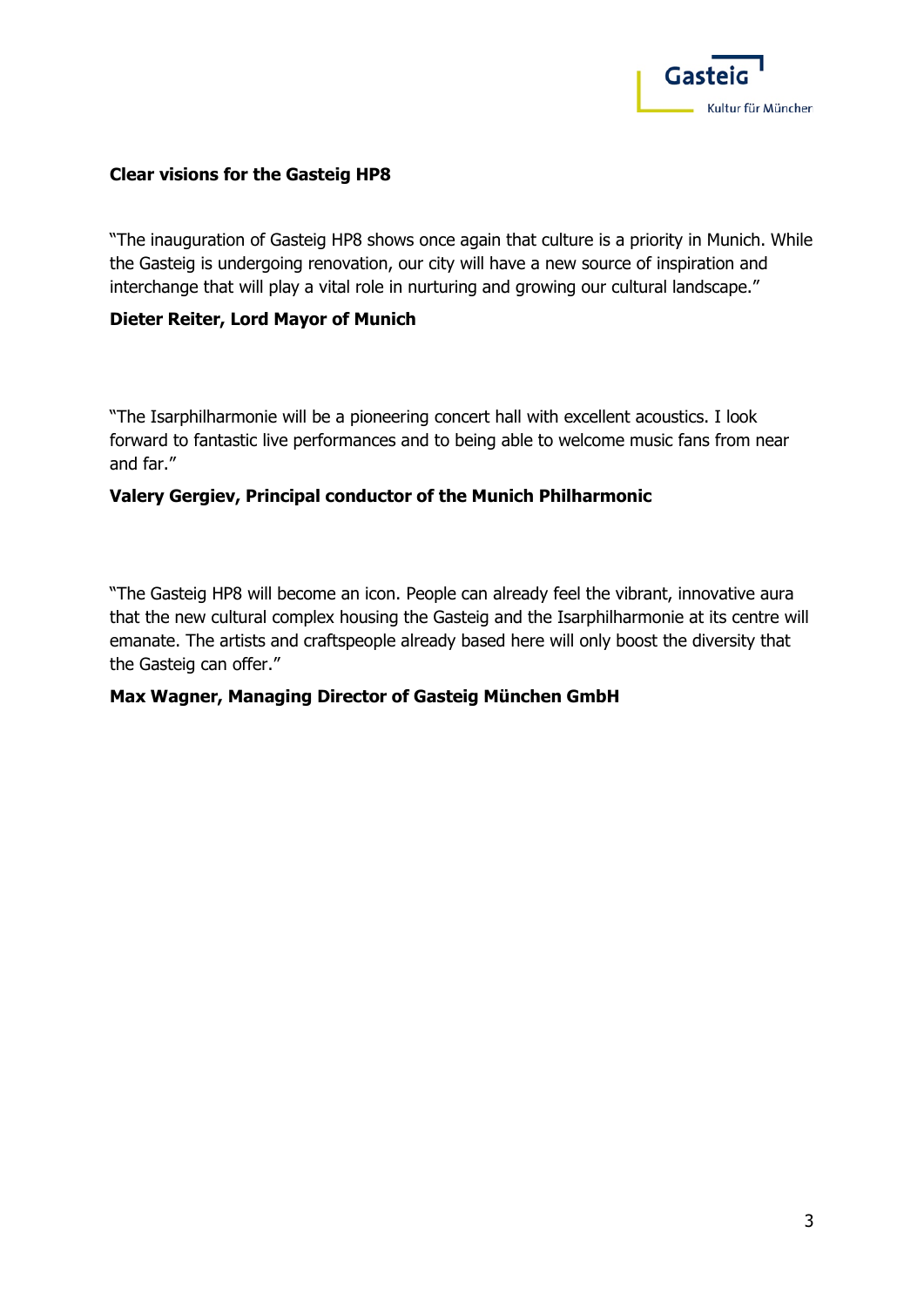**Clear visions for the Gasteig HP8**

"The inauguration of Gasteig HP8 shows once again that culture is a priority in Munich. While the Gasteig is undergoing renovation, our city will have a new source of inspiration and interchange that will play a vital role in nurturing and growing our cultural landscape."

**Dieter Reiter, Lord Mayor of Munich**

"The Isarphilharmonie will be a pioneering concert hall with excellent acoustics. I look forward to fantastic live performances and to being able to welcome music fans from near and far."

**Valery Gergiev, Principal conductor of the Munich Philharmonic**

"The Gasteig HP8 will become an icon. People can already feel the vibrant, innovative aura that the new cultural complex housing the Gasteig and the Isarphilharmonie at its centre will emanate. The artists and craftspeople already based here will only boost the diversity that the Gasteig can offer."

**Max Wagner, Managing Director of Gasteig München GmbH**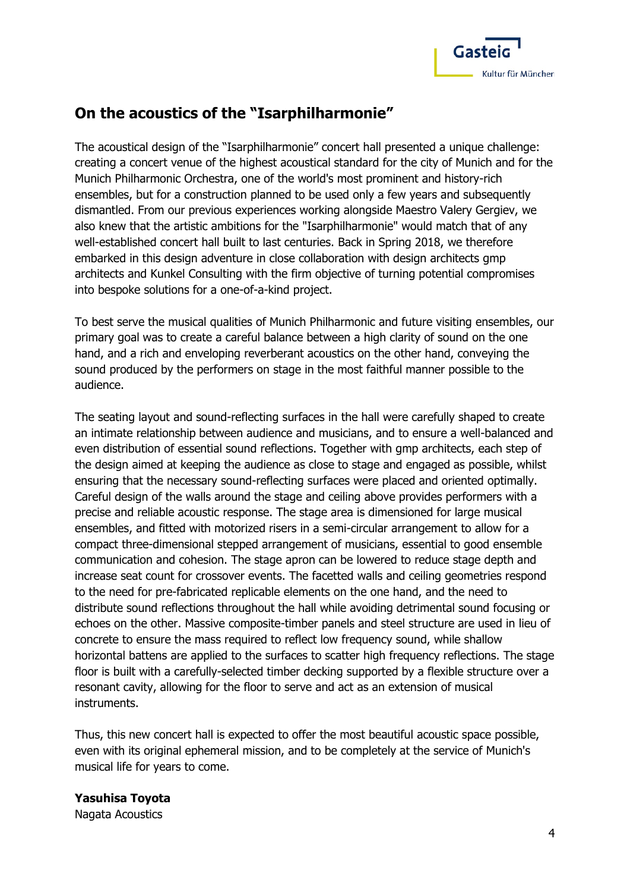## On the acoustics of the "Isarphilharmonie"

The acoustical design of the "Isarphilharmonie" concert hall presented a unique challenge: creating a concert venue of the highest acoustical standard for the city of Munich and for the Munich Philharmonic Orchestra, one of the world's most prominent and history-rich ensembles, but for a construction planned to be used only a few years and subsequently dismantled. From our previous experiences working alongside Maestro Valery Gergiev, we also knew that the artistic ambitions for the "Isarphilharmonie" would match that of any well-established concert hall built to last centuries. Back in Spring 2018, we therefore embarked in this design adventure in close collaboration with design architects gmp architects and Kunkel Consulting with the firm objective of turning potential compromises into bespoke solutions for a one-of-a-kind project.

To best serve the musical qualities of Munich Philharmonic and future visiting ensembles, our primary goal was to create a careful balance between a high clarity of sound on the one hand, and a rich and enveloping reverberant acoustics on the other hand, conveying the sound produced by the performers on stage in the most faithful manner possible to the audience.

The seating layout and sound-reflecting surfaces in the hall were carefully shaped to create an intimate relationship between audience and musicians, and to ensure a well-balanced and even distribution of essential sound reflections. Together with gmp architects, each step of the design aimed at keeping the audience as close to stage and engaged as possible, whilst ensuring that the necessary sound-reflecting surfaces were placed and oriented optimally. Careful design of the walls around the stage and ceiling above provides performers with a precise and reliable acoustic response. The stage area is dimensioned for large musical ensembles, and fitted with motorized risers in a semi-circular arrangement to allow for a compact three-dimensional stepped arrangement of musicians, essential to good ensemble communication and cohesion. The stage apron can be lowered to reduce stage depth and increase seat count for crossover events. The facetted walls and ceiling geometries respond to the need for pre-fabricated replicable elements on the one hand, and the need to distribute sound reflections throughout the hall while avoiding detrimental sound focusing or echoes on the other. Massive composite-timber panels and steel structure are used in lieu of concrete to ensure the mass required to reflect low frequency sound, while shallow horizontal battens are applied to the surfaces to scatter high frequency reflections. The stage floor is built with a carefully-selected timber decking supported by a flexible structure over a resonant cavity, allowing for the floor to serve and act as an extension of musical instruments.

Thus, this new concert hall is expected to offer the most beautiful acoustic space possible, even with its original ephemeral mission, and to be completely at the service of Munich's musical life for years to come.

**Yasuhisa Toyota**
Nagata Acoustics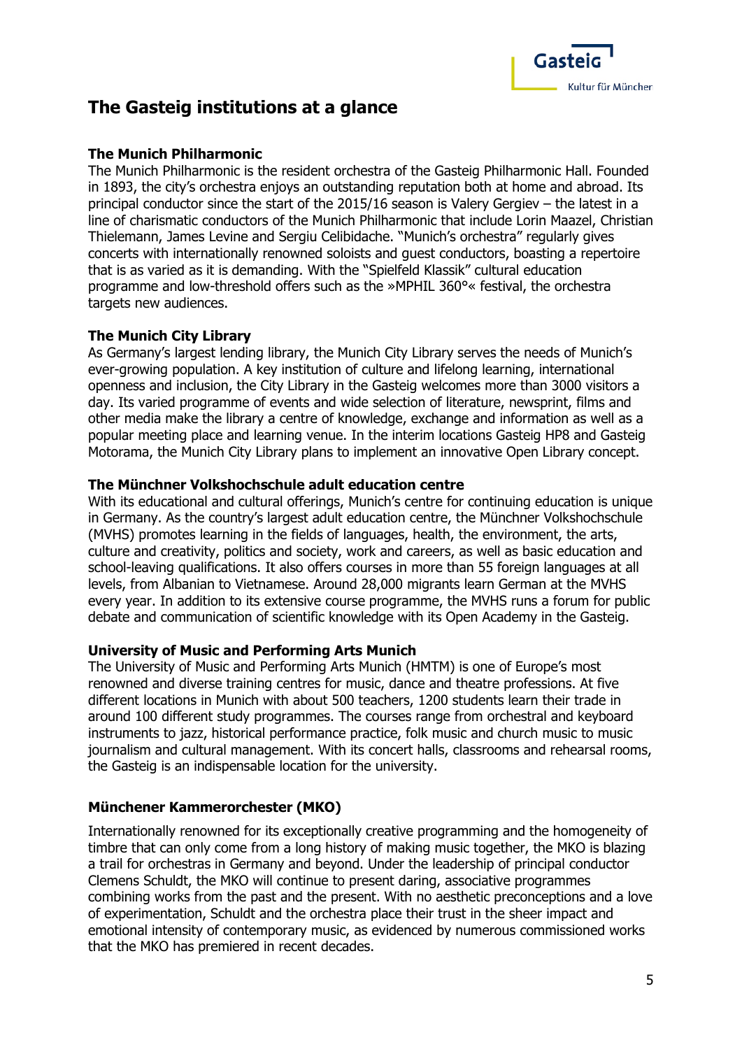# The Gasteig institutions at a glance

### The Munich Philharmonic

The Munich Philharmonic is the resident orchestra of the Gasteig Philharmonic Hall. Founded in 1893, the city's orchestra enjoys an outstanding reputation both at home and abroad. Its principal conductor since the start of the 2015/16 season is Valery Gergiev – the latest in a line of charismatic conductors of the Munich Philharmonic that include Lorin Maazel, Christian Thielemann, James Levine and Sergiu Celibidache. "Munich's orchestra" regularly gives concerts with internationally renowned soloists and guest conductors, boasting a repertoire that is as varied as it is demanding. With the "Spielfeld Klassik" cultural education programme and low-threshold offers such as the »MPHIL 360°« festival, the orchestra targets new audiences.

### The Munich City Library

As Germany's largest lending library, the Munich City Library serves the needs of Munich's ever-growing population. A key institution of culture and lifelong learning, international openness and inclusion, the City Library in the Gasteig welcomes more than 3000 visitors a day. Its varied programme of events and wide selection of literature, newsprint, films and other media make the library a centre of knowledge, exchange and information as well as a popular meeting place and learning venue. In the interim locations Gasteig HP8 and Gasteig Motorama, the Munich City Library plans to implement an innovative Open Library concept.

### The Münchner Volkshochschule adult education centre

With its educational and cultural offerings, Munich's centre for continuing education is unique in Germany. As the country's largest adult education centre, the Münchner Volkshochschule (MVHS) promotes learning in the fields of languages, health, the environment, the arts, culture and creativity, politics and society, work and careers, as well as basic education and school-leaving qualifications. It also offers courses in more than 55 foreign languages at all levels, from Albanian to Vietnamese. Around 28,000 migrants learn German at the MVHS every year. In addition to its extensive course programme, the MVHS runs a forum for public debate and communication of scientific knowledge with its Open Academy in the Gasteig.

### University of Music and Performing Arts Munich

The University of Music and Performing Arts Munich (HMTM) is one of Europe's most renowned and diverse training centres for music, dance and theatre professions. At five different locations in Munich with about 500 teachers, 1200 students learn their trade in around 100 different study programmes. The courses range from orchestral and keyboard instruments to jazz, historical performance practice, folk music and church music to music journalism and cultural management. With its concert halls, classrooms and rehearsal rooms, the Gasteig is an indispensable location for the university.

### Münchener Kammerorchester (MKO)

Internationally renowned for its exceptionally creative programming and the homogeneity of timbre that can only come from a long history of making music together, the MKO is blazing a trail for orchestras in Germany and beyond. Under the leadership of principal conductor Clemens Schuldt, the MKO will continue to present daring, associative programmes combining works from the past and the present. With no aesthetic preconceptions and a love of experimentation, Schuldt and the orchestra place their trust in the sheer impact and emotional intensity of contemporary music, as evidenced by numerous commissioned works that the MKO has premiered in recent decades.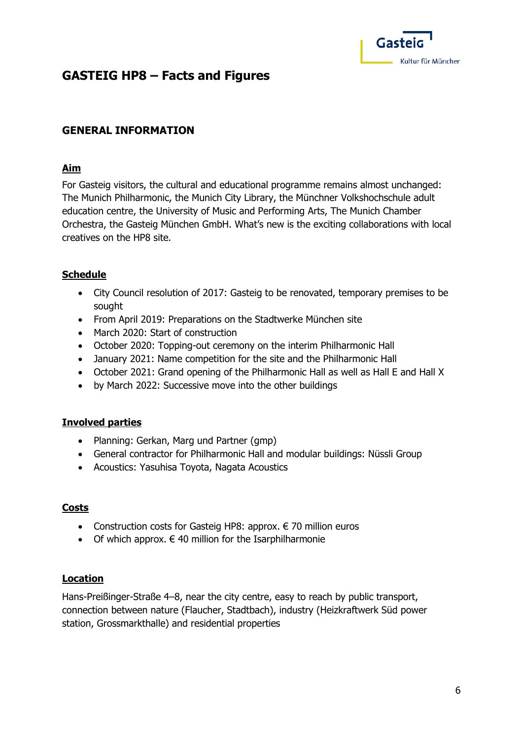# GASTEIG HP8 – Facts and Figures

## GENERAL INFORMATION

### Aim

For Gasteig visitors, the cultural and educational programme remains almost unchanged: The Munich Philharmonic, the Munich City Library, the Münchner Volkshochschule adult education centre, the University of Music and Performing Arts, The Munich Chamber Orchestra, the Gasteig München GmbH. What's new is the exciting collaborations with local creatives on the HP8 site.

### Schedule

- City Council resolution of 2017: Gasteig to be renovated, temporary premises to be sought
- From April 2019: Preparations on the Stadtwerke München site
- March 2020: Start of construction
- October 2020: Topping-out ceremony on the interim Philharmonic Hall
- January 2021: Name competition for the site and the Philharmonic Hall
- October 2021: Grand opening of the Philharmonic Hall as well as Hall E and Hall X
- by March 2022: Successive move into the other buildings

### Involved parties

- Planning: Gerkan, Marg und Partner (gmp)
- General contractor for Philharmonic Hall and modular buildings: Nüssli Group
- Acoustics: Yasuhisa Toyota, Nagata Acoustics

### Costs

- Construction costs for Gasteig HP8: approx. € 70 million euros
- Of which approx. € 40 million for the Isarphilharmonie

### Location

Hans-Preißinger-Straße 4–8, near the city centre, easy to reach by public transport, connection between nature (Flaucher, Stadtbach), industry (Heizkraftwerk Süd power station, Grossmarkthalle) and residential properties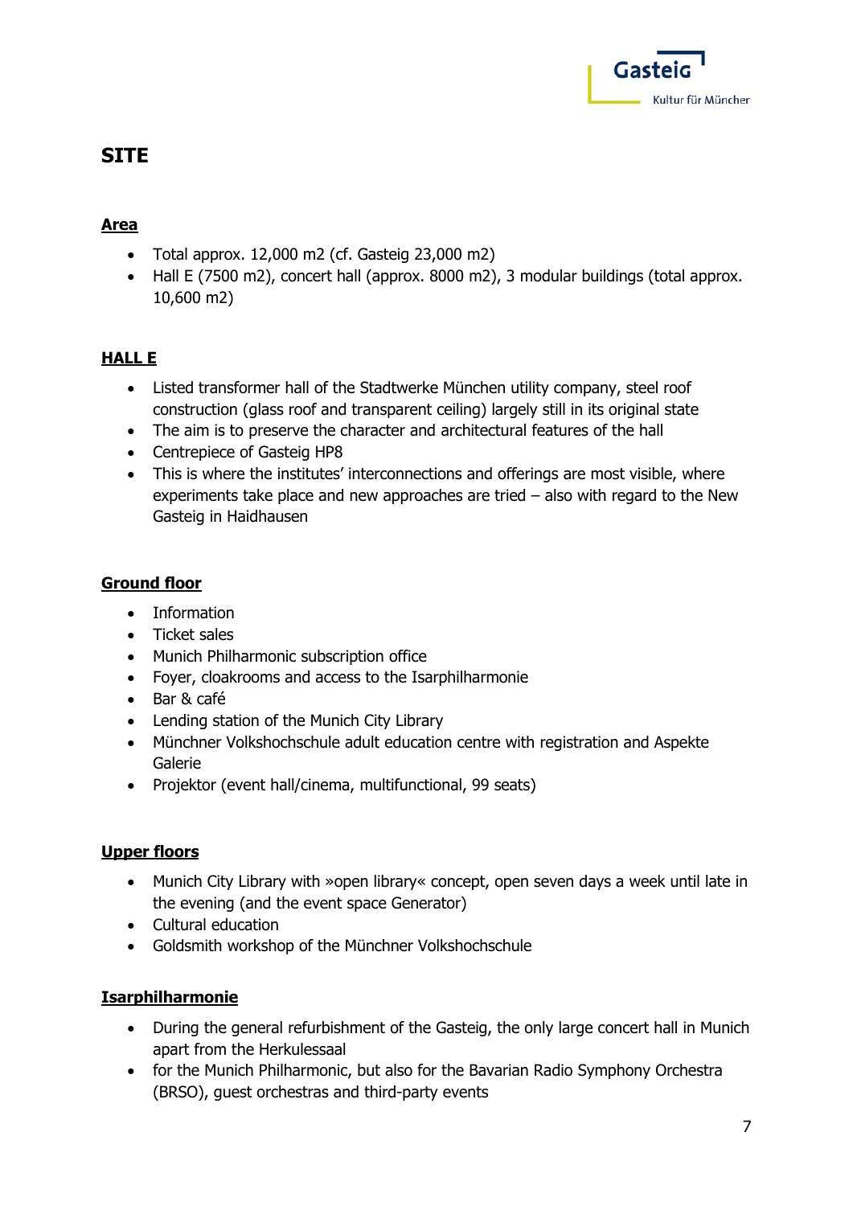# SITE

## Area

- Total approx. 12,000 m2 (cf. Gasteig 23,000 m2)
- Hall E (7500 m2), concert hall (approx. 8000 m2), 3 modular buildings (total approx. 10,600 m2)

## HALL E

- Listed transformer hall of the Stadtwerke München utility company, steel roof construction (glass roof and transparent ceiling) largely still in its original state
- The aim is to preserve the character and architectural features of the hall
- Centrepiece of Gasteig HP8
- This is where the institutes' interconnections and offerings are most visible, where experiments take place and new approaches are tried – also with regard to the New Gasteig in Haidhausen

## Ground floor

- Information
- Ticket sales
- Munich Philharmonic subscription office
- Foyer, cloakrooms and access to the Isarphilharmonie
- Bar & café
- Lending station of the Munich City Library
- Münchner Volkshochschule adult education centre with registration and Aspekte Galerie
- Projektor (event hall/cinema, multifunctional, 99 seats)

## Upper floors

- Munich City Library with »open library« concept, open seven days a week until late in the evening (and the event space Generator)
- Cultural education
- Goldsmith workshop of the Münchner Volkshochschule

## Isarphilharmonie

- During the general refurbishment of the Gasteig, the only large concert hall in Munich apart from the Herkulessaal
- for the Munich Philharmonic, but also for the Bavarian Radio Symphony Orchestra (BRSO), guest orchestras and third-party events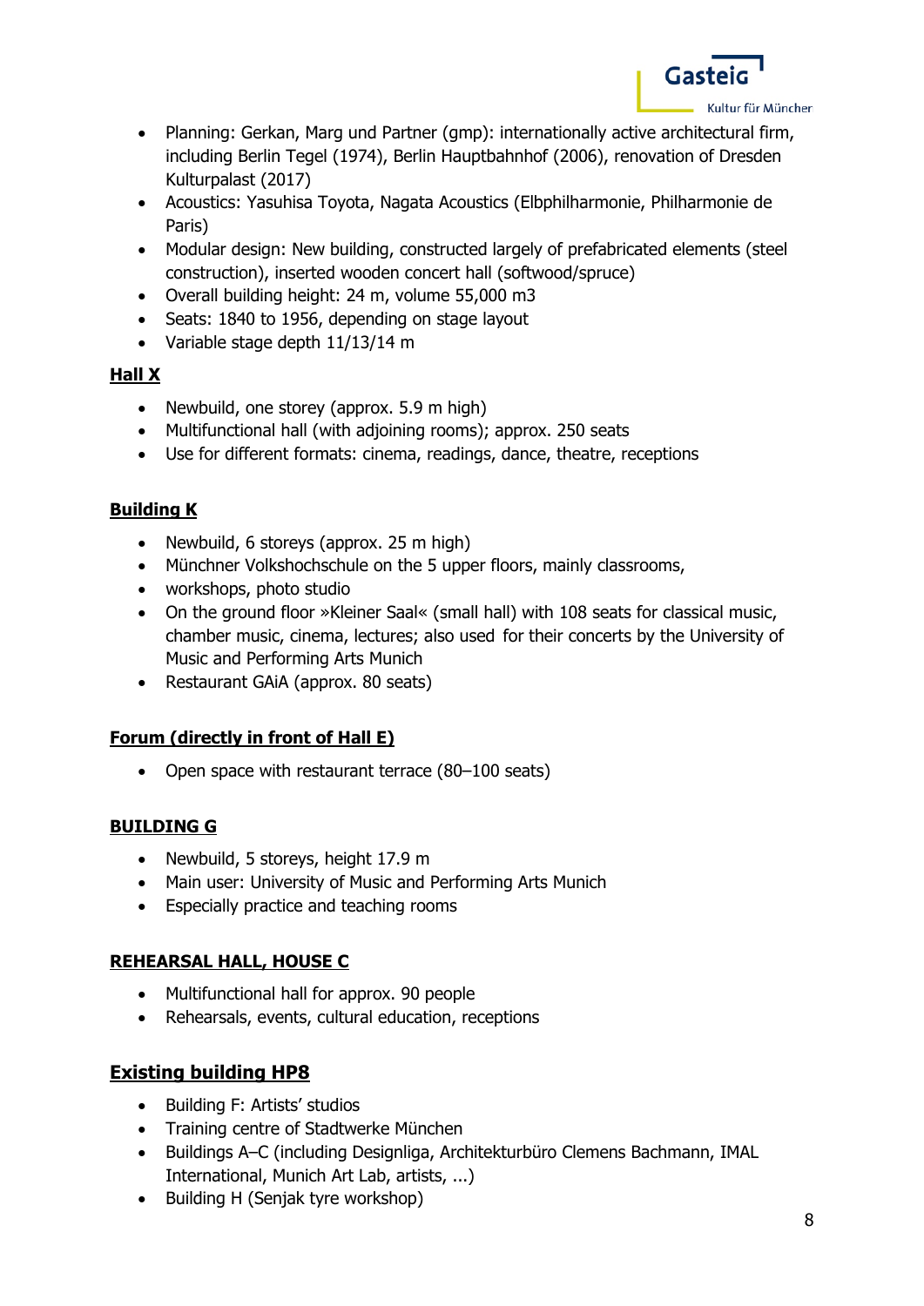- Planning: Gerkan, Marg und Partner (gmp): internationally active architectural firm, including Berlin Tegel (1974), Berlin Hauptbahnhof (2006), renovation of Dresden Kulturpalast (2017)
- Acoustics: Yasuhisa Toyota, Nagata Acoustics (Elbphilharmonie, Philharmonie de Paris)
- Modular design: New building, constructed largely of prefabricated elements (steel construction), inserted wooden concert hall (softwood/spruce)
- Overall building height: 24 m, volume 55,000 m3
- Seats: 1840 to 1956, depending on stage layout
- Variable stage depth 11/13/14 m

**Hall X**

- Newbuild, one storey (approx. 5.9 m high)
- Multifunctional hall (with adjoining rooms); approx. 250 seats
- Use for different formats: cinema, readings, dance, theatre, receptions

**Building K**

- Newbuild, 6 storeys (approx. 25 m high)
- Münchner Volkshochschule on the 5 upper floors, mainly classrooms,
- workshops, photo studio
- On the ground floor »Kleiner Saal« (small hall) with 108 seats for classical music, chamber music, cinema, lectures; also used for their concerts by the University of Music and Performing Arts Munich
- Restaurant GAiA (approx. 80 seats)

**Forum (directly in front of Hall E)**

- Open space with restaurant terrace (80–100 seats)

**BUILDING G**

- Newbuild, 5 storeys, height 17.9 m
- Main user: University of Music and Performing Arts Munich
- Especially practice and teaching rooms

**REHEARSAL HALL, HOUSE C**

- Multifunctional hall for approx. 90 people
- Rehearsals, events, cultural education, receptions

**Existing building HP8**

- Building F: Artists' studios
- Training centre of Stadtwerke München
- Buildings A–C (including Designliga, Architekturbüro Clemens Bachmann, IMAL International, Munich Art Lab, artists, ...)
- Building H (Senjak tyre workshop)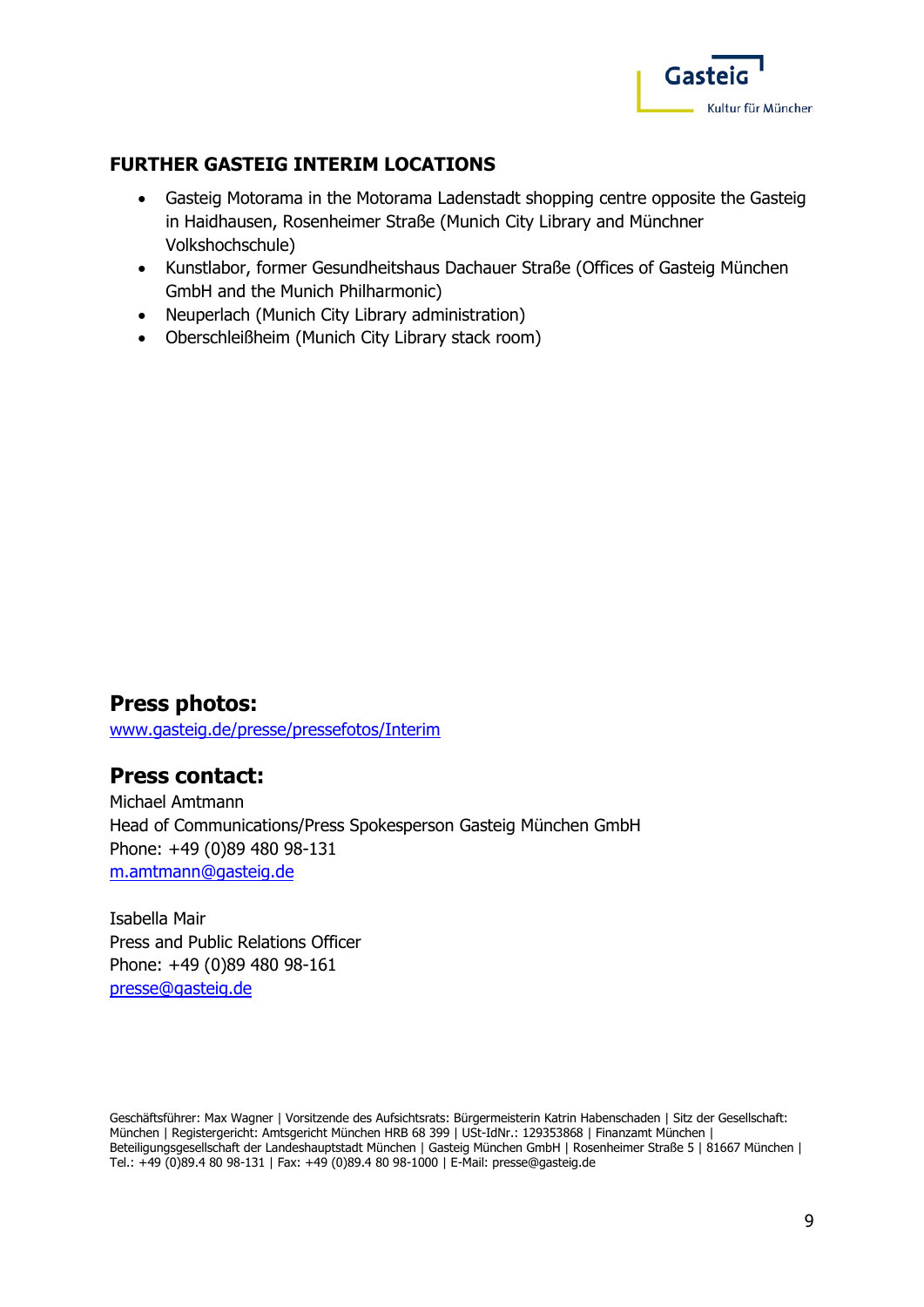## FURTHER GASTEIG INTERIM LOCATIONS

- Gasteig Motorama in the Motorama Ladenstadt shopping centre opposite the Gasteig in Haidhausen, Rosenheimer Straße (Munich City Library and Münchner Volkshochschule)
- Kunstlabor, former Gesundheitshaus Dachauer Straße (Offices of Gasteig München GmbH and the Munich Philharmonic)
- Neuperlach (Munich City Library administration)
- Oberschleißheim (Munich City Library stack room)

## Press photos:

www.gasteig.de/presse/pressefotos/Interim

## Press contact:

Michael Amtmann
Head of Communications/Press Spokesperson Gasteig München GmbH
Phone: +49 (0)89 480 98-131
m.amtmann@gasteig.de

Isabella Mair
Press and Public Relations Officer
Phone: +49 (0)89 480 98-161
presse@gasteig.de

Geschäftsführer: Max Wagner | Vorsitzende des Aufsichtsrats: Bürgermeisterin Katrin Habenschaden | Sitz der Gesellschaft: München | Registergericht: Amtsgericht München HRB 68 399 | USt-IdNr.: 129353868 | Finanzamt München | Beteiligungsgesellschaft der Landeshauptstadt München | Gasteig München GmbH | Rosenheimer Straße 5 | 81667 München | Tel.: +49 (0)89.4 80 98-131 | Fax: +49 (0)89.4 80 98-1000 | E-Mail: presse@gasteig.de